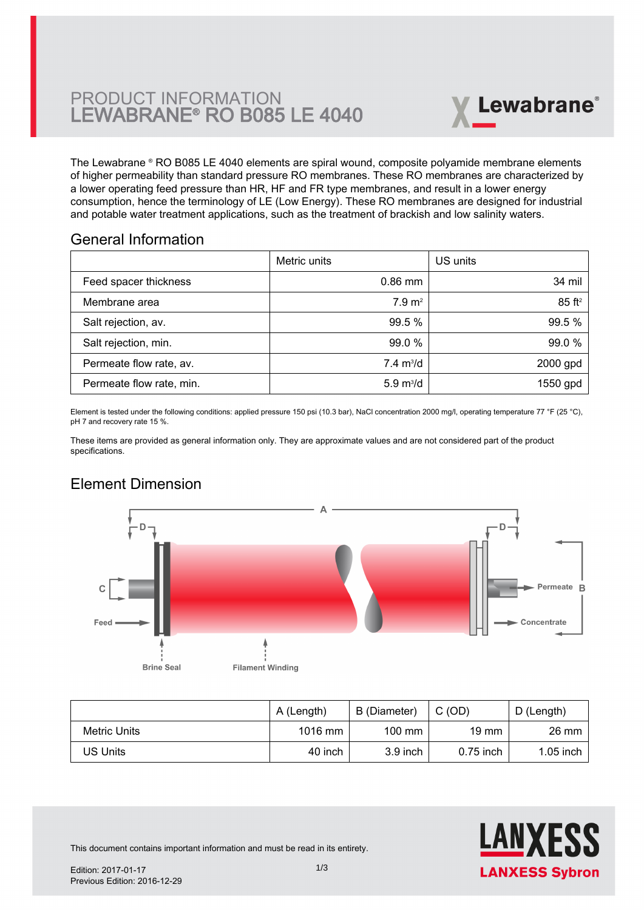# PRODUCT INFORMATION
# LEWABRANE® RO B085 LE 4040

The Lewabrane ® RO B085 LE 4040 elements are spiral wound, composite polyamide membrane elements of higher permeability than standard pressure RO membranes. These RO membranes are characterized by a lower operating feed pressure than HR, HF and FR type membranes, and result in a lower energy consumption, hence the terminology of LE (Low Energy). These RO membranes are designed for industrial and potable water treatment applications, such as the treatment of brackish and low salinity waters.

## General Information

| | Metric units | US units |
|---|---|---|
| Feed spacer thickness | 0.86 mm | 34 mil |
| Membrane area | 7.9 m² | 85 ft² |
| Salt rejection, av. | 99.5 % | 99.5 % |
| Salt rejection, min. | 99.0 % | 99.0 % |
| Permeate flow rate, av. | 7.4 m³/d | 2000 gpd |
| Permeate flow rate, min. | 5.9 m³/d | 1550 gpd |

Element is tested under the following conditions: applied pressure 150 psi (10.3 bar), NaCl concentration 2000 mg/l, operating temperature 77 °F (25 °C), pH 7 and recovery rate 15 %.

These items are provided as general information only. They are approximate values and are not considered part of the product specifications.

## Element Dimension

| | A (Length) | B (Diameter) | C (OD) | D (Length) |
|---|---|---|---|---|
| Metric Units | 1016 mm | 100 mm | 19 mm | 26 mm |
| US Units | 40 inch | 3.9 inch | 0.75 inch | 1.05 inch |

This document contains important information and must be read in its entirety.

Edition: 2017-01-17
Previous Edition: 2016-12-29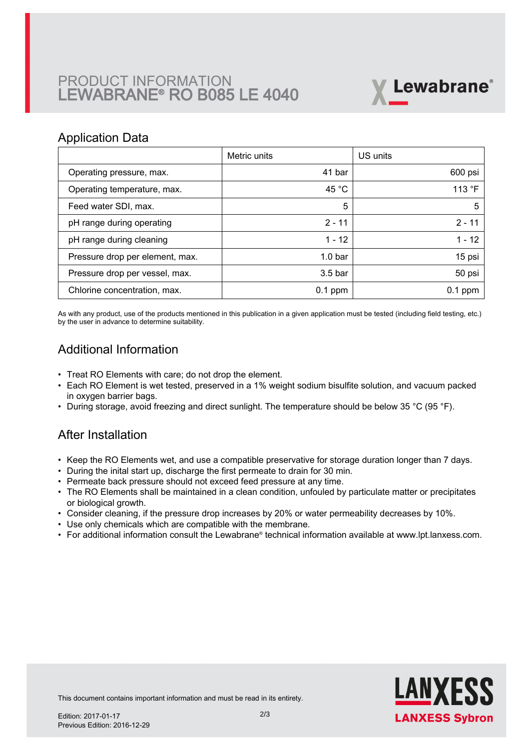# PRODUCT INFORMATION
# LEWABRANE® RO B085 LE 4040

## Application Data

| | Metric units | US units |
|---|---|---|
| Operating pressure, max. | 41 bar | 600 psi |
| Operating temperature, max. | 45 °C | 113 °F |
| Feed water SDI, max. | 5 | 5 |
| pH range during operating | 2 - 11 | 2 - 11 |
| pH range during cleaning | 1 - 12 | 1 - 12 |
| Pressure drop per element, max. | 1.0 bar | 15 psi |
| Pressure drop per vessel, max. | 3.5 bar | 50 psi |
| Chlorine concentration, max. | 0.1 ppm | 0.1 ppm |

As with any product, use of the products mentioned in this publication in a given application must be tested (including field testing, etc.) by the user in advance to determine suitability.

## Additional Information

- Treat RO Elements with care; do not drop the element.
- Each RO Element is wet tested, preserved in a 1% weight sodium bisulfite solution, and vacuum packed in oxygen barrier bags.
- During storage, avoid freezing and direct sunlight. The temperature should be below 35 °C (95 °F).

## After Installation

- Keep the RO Elements wet, and use a compatible preservative for storage duration longer than 7 days.
- During the inital start up, discharge the first permeate to drain for 30 min.
- Permeate back pressure should not exceed feed pressure at any time.
- The RO Elements shall be maintained in a clean condition, unfouled by particulate matter or precipitates or biological growth.
- Consider cleaning, if the pressure drop increases by 20% or water permeability decreases by 10%.
- Use only chemicals which are compatible with the membrane.
- For additional information consult the Lewabrane® technical information available at www.lpt.lanxess.com.

This document contains important information and must be read in its entirety.

Edition: 2017-01-17
Previous Edition: 2016-12-29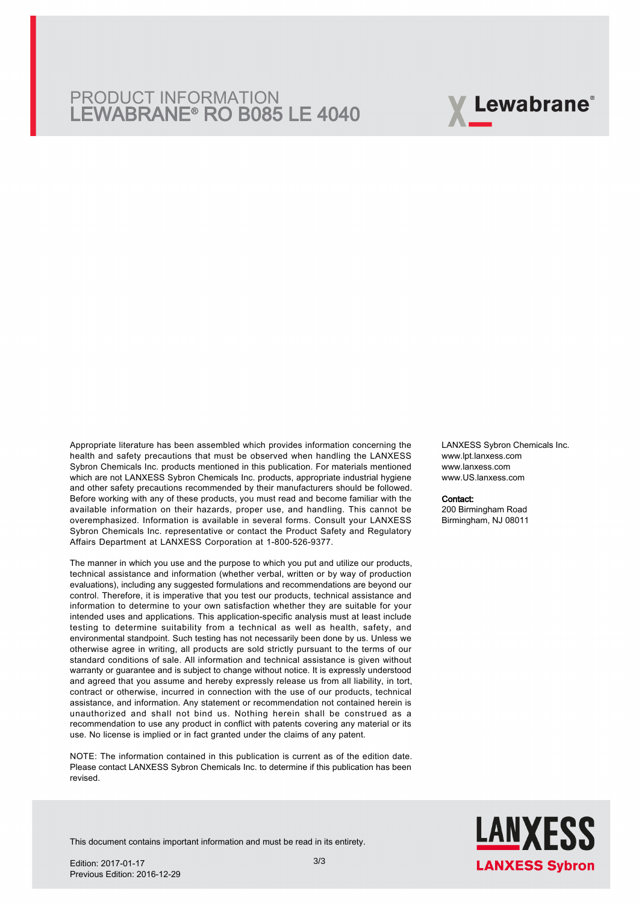Appropriate literature has been assembled which provides information concerning the health and safety precautions that must be observed when handling the LANXESS Sybron Chemicals Inc. products mentioned in this publication. For materials mentioned which are not LANXESS Sybron Chemicals Inc. products, appropriate industrial hygiene and other safety precautions recommended by their manufacturers should be followed. Before working with any of these products, you must read and become familiar with the available information on their hazards, proper use, and handling. This cannot be overemphasized. Information is available in several forms. Consult your LANXESS Sybron Chemicals Inc. representative or contact the Product Safety and Regulatory Affairs Department at LANXESS Corporation at 1-800-526-9377.

The manner in which you use and the purpose to which you put and utilize our products, technical assistance and information (whether verbal, written or by way of production evaluations), including any suggested formulations and recommendations are beyond our control. Therefore, it is imperative that you test our products, technical assistance and information to determine to your own satisfaction whether they are suitable for your intended uses and applications. This application-specific analysis must at least include testing to determine suitability from a technical as well as health, safety, and environmental standpoint. Such testing has not necessarily been done by us. Unless we otherwise agree in writing, all products are sold strictly pursuant to the terms of our standard conditions of sale. All information and technical assistance is given without warranty or guarantee and is subject to change without notice. It is expressly understood and agreed that you assume and hereby expressly release us from all liability, in tort, contract or otherwise, incurred in connection with the use of our products, technical assistance, and information. Any statement or recommendation not contained herein is unauthorized and shall not bind us. Nothing herein shall be construed as a recommendation to use any product in conflict with patents covering any material or its use. No license is implied or in fact granted under the claims of any patent.

NOTE: The information contained in this publication is current as of the edition date. Please contact LANXESS Sybron Chemicals Inc. to determine if this publication has been revised.

LANXESS Sybron Chemicals Inc.
www.lpt.lanxess.com
www.lanxess.com
www.US.lanxess.com

**Contact:**
200 Birmingham Road
Birmingham, NJ 08011

This document contains important information and must be read in its entirety.

Edition: 2017-01-17
Previous Edition: 2016-12-29